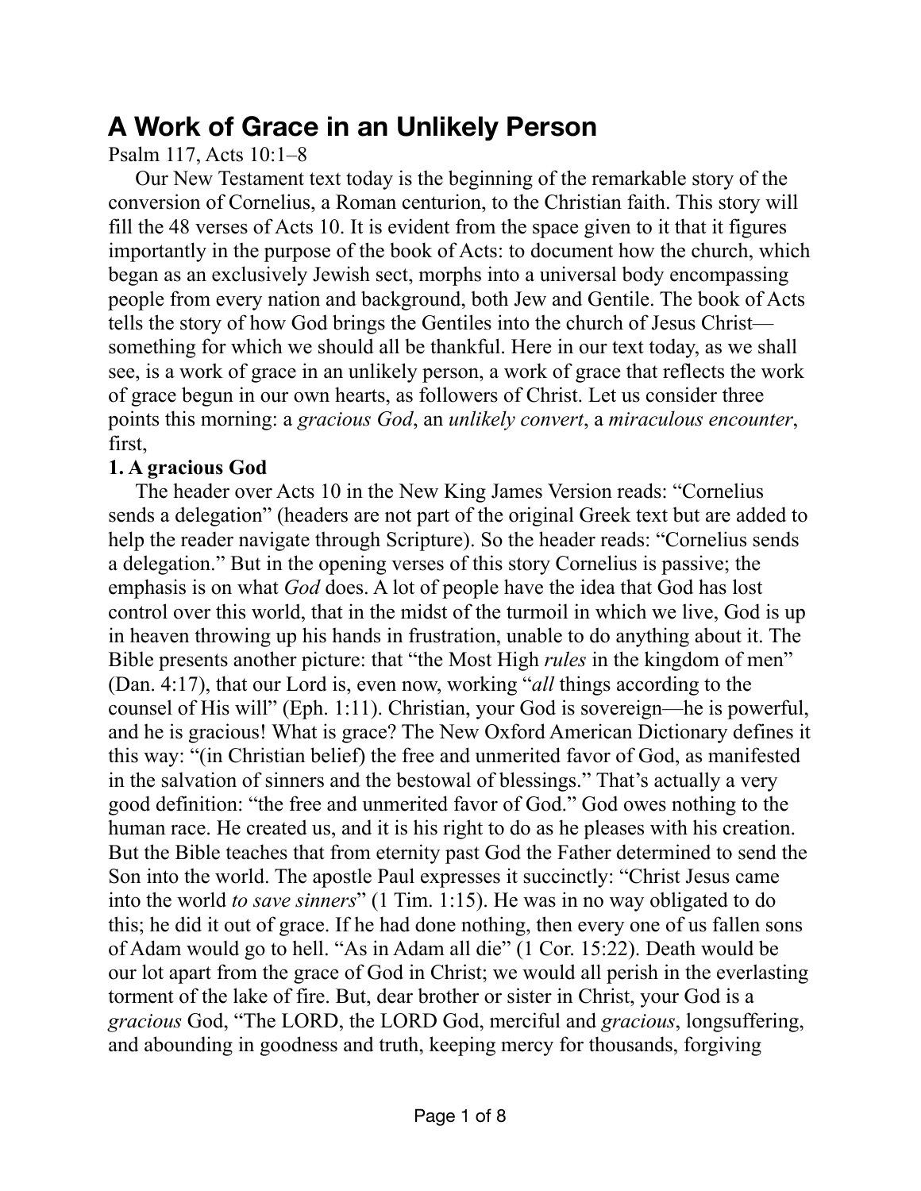# A Work of Grace in an Unlikely Person

Psalm 117, Acts 10:1–8

Our New Testament text today is the beginning of the remarkable story of the conversion of Cornelius, a Roman centurion, to the Christian faith. This story will fill the 48 verses of Acts 10. It is evident from the space given to it that it figures importantly in the purpose of the book of Acts: to document how the church, which began as an exclusively Jewish sect, morphs into a universal body encompassing people from every nation and background, both Jew and Gentile. The book of Acts tells the story of how God brings the Gentiles into the church of Jesus Christ—something for which we should all be thankful. Here in our text today, as we shall see, is a work of grace in an unlikely person, a work of grace that reflects the work of grace begun in our own hearts, as followers of Christ. Let us consider three points this morning: a *gracious God*, an *unlikely convert*, a *miraculous encounter*, first,

**1. A gracious God**

The header over Acts 10 in the New King James Version reads: "Cornelius sends a delegation" (headers are not part of the original Greek text but are added to help the reader navigate through Scripture). So the header reads: "Cornelius sends a delegation." But in the opening verses of this story Cornelius is passive; the emphasis is on what *God* does. A lot of people have the idea that God has lost control over this world, that in the midst of the turmoil in which we live, God is up in heaven throwing up his hands in frustration, unable to do anything about it. The Bible presents another picture: that "the Most High *rules* in the kingdom of men" (Dan. 4:17), that our Lord is, even now, working "*all* things according to the counsel of His will" (Eph. 1:11). Christian, your God is sovereign—he is powerful, and he is gracious! What is grace? The New Oxford American Dictionary defines it this way: "(in Christian belief) the free and unmerited favor of God, as manifested in the salvation of sinners and the bestowal of blessings." That's actually a very good definition: "the free and unmerited favor of God." God owes nothing to the human race. He created us, and it is his right to do as he pleases with his creation. But the Bible teaches that from eternity past God the Father determined to send the Son into the world. The apostle Paul expresses it succinctly: "Christ Jesus came into the world *to save sinners*" (1 Tim. 1:15). He was in no way obligated to do this; he did it out of grace. If he had done nothing, then every one of us fallen sons of Adam would go to hell. "As in Adam all die" (1 Cor. 15:22). Death would be our lot apart from the grace of God in Christ; we would all perish in the everlasting torment of the lake of fire. But, dear brother or sister in Christ, your God is a *gracious* God, "The LORD, the LORD God, merciful and *gracious*, longsuffering, and abounding in goodness and truth, keeping mercy for thousands, forgiving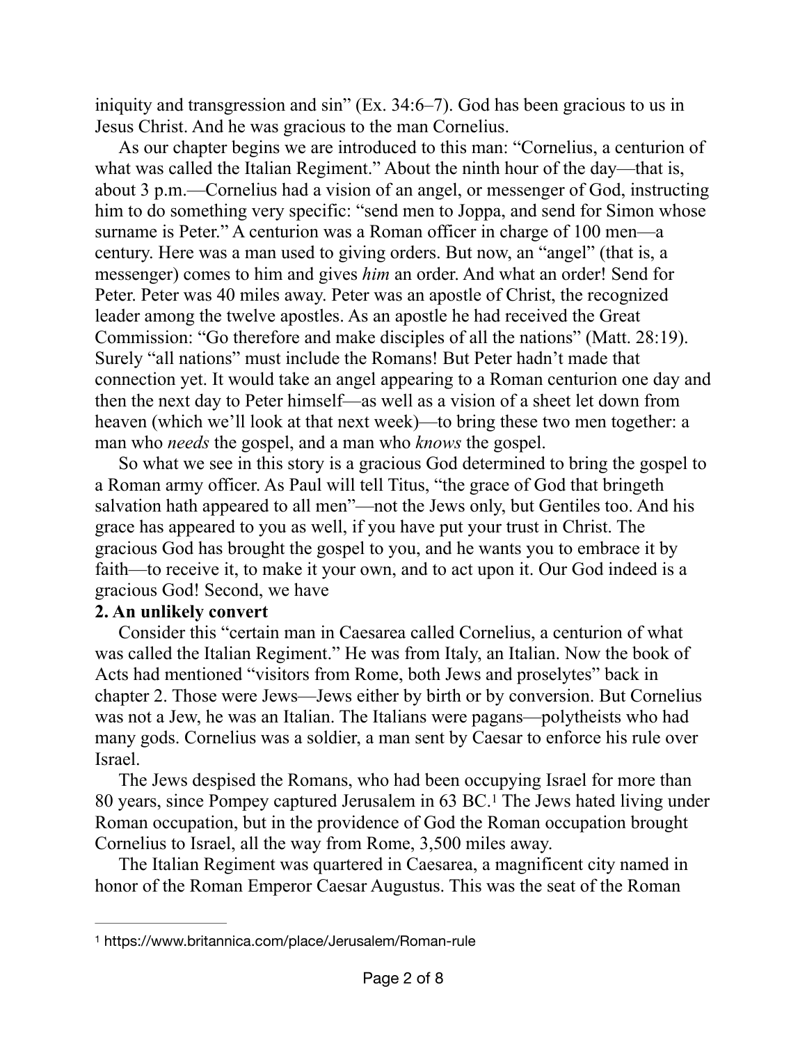iniquity and transgression and sin" (Ex. 34:6–7). God has been gracious to us in Jesus Christ. And he was gracious to the man Cornelius.

As our chapter begins we are introduced to this man: "Cornelius, a centurion of what was called the Italian Regiment." About the ninth hour of the day—that is, about 3 p.m.—Cornelius had a vision of an angel, or messenger of God, instructing him to do something very specific: "send men to Joppa, and send for Simon whose surname is Peter." A centurion was a Roman officer in charge of 100 men—a century. Here was a man used to giving orders. But now, an "angel" (that is, a messenger) comes to him and gives *him* an order. And what an order! Send for Peter. Peter was 40 miles away. Peter was an apostle of Christ, the recognized leader among the twelve apostles. As an apostle he had received the Great Commission: "Go therefore and make disciples of all the nations" (Matt. 28:19). Surely "all nations" must include the Romans! But Peter hadn't made that connection yet. It would take an angel appearing to a Roman centurion one day and then the next day to Peter himself—as well as a vision of a sheet let down from heaven (which we'll look at that next week)—to bring these two men together: a man who *needs* the gospel, and a man who *knows* the gospel.

So what we see in this story is a gracious God determined to bring the gospel to a Roman army officer. As Paul will tell Titus, "the grace of God that bringeth salvation hath appeared to all men"—not the Jews only, but Gentiles too. And his grace has appeared to you as well, if you have put your trust in Christ. The gracious God has brought the gospel to you, and he wants you to embrace it by faith—to receive it, to make it your own, and to act upon it. Our God indeed is a gracious God! Second, we have

**2. An unlikely convert**

Consider this "certain man in Caesarea called Cornelius, a centurion of what was called the Italian Regiment." He was from Italy, an Italian. Now the book of Acts had mentioned "visitors from Rome, both Jews and proselytes" back in chapter 2. Those were Jews—Jews either by birth or by conversion. But Cornelius was not a Jew, he was an Italian. The Italians were pagans—polytheists who had many gods. Cornelius was a soldier, a man sent by Caesar to enforce his rule over Israel.

The Jews despised the Romans, who had been occupying Israel for more than 80 years, since Pompey captured Jerusalem in 63 BC.[1] The Jews hated living under Roman occupation, but in the providence of God the Roman occupation brought Cornelius to Israel, all the way from Rome, 3,500 miles away.

The Italian Regiment was quartered in Caesarea, a magnificent city named in honor of the Roman Emperor Caesar Augustus. This was the seat of the Roman

---

[1] https://www.britannica.com/place/Jerusalem/Roman-rule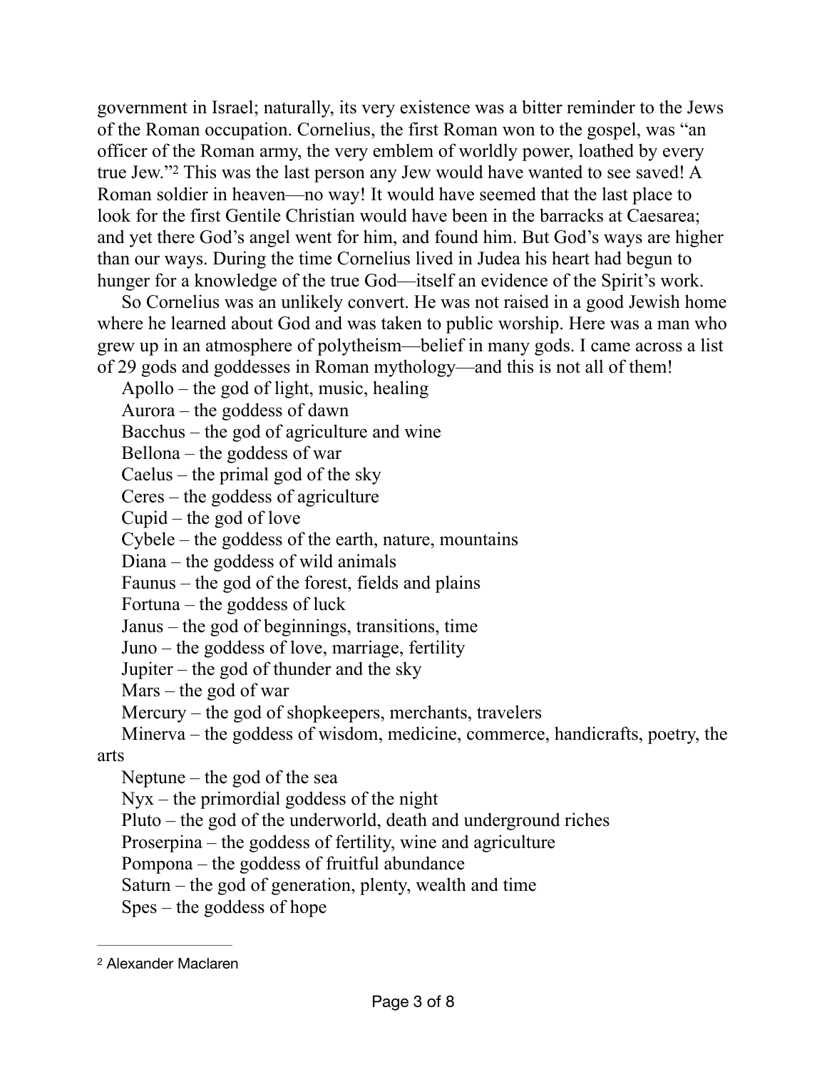government in Israel; naturally, its very existence was a bitter reminder to the Jews of the Roman occupation. Cornelius, the first Roman won to the gospel, was "an officer of the Roman army, the very emblem of worldly power, loathed by every true Jew."[2] This was the last person any Jew would have wanted to see saved! A Roman soldier in heaven—no way! It would have seemed that the last place to look for the first Gentile Christian would have been in the barracks at Caesarea; and yet there God's angel went for him, and found him. But God's ways are higher than our ways. During the time Cornelius lived in Judea his heart had begun to hunger for a knowledge of the true God—itself an evidence of the Spirit's work.

So Cornelius was an unlikely convert. He was not raised in a good Jewish home where he learned about God and was taken to public worship. Here was a man who grew up in an atmosphere of polytheism—belief in many gods. I came across a list of 29 gods and goddesses in Roman mythology—and this is not all of them!

Apollo – the god of light, music, healing
Aurora – the goddess of dawn
Bacchus – the god of agriculture and wine
Bellona – the goddess of war
Caelus – the primal god of the sky
Ceres – the goddess of agriculture
Cupid – the god of love
Cybele – the goddess of the earth, nature, mountains
Diana – the goddess of wild animals
Faunus – the god of the forest, fields and plains
Fortuna – the goddess of luck
Janus – the god of beginnings, transitions, time
Juno – the goddess of love, marriage, fertility
Jupiter – the god of thunder and the sky
Mars – the god of war
Mercury – the god of shopkeepers, merchants, travelers
Minerva – the goddess of wisdom, medicine, commerce, handicrafts, poetry, the arts
Neptune – the god of the sea
Nyx – the primordial goddess of the night
Pluto – the god of the underworld, death and underground riches
Proserpina – the goddess of fertility, wine and agriculture
Pompona – the goddess of fruitful abundance
Saturn – the god of generation, plenty, wealth and time
Spes – the goddess of hope

---

[2] Alexander Maclaren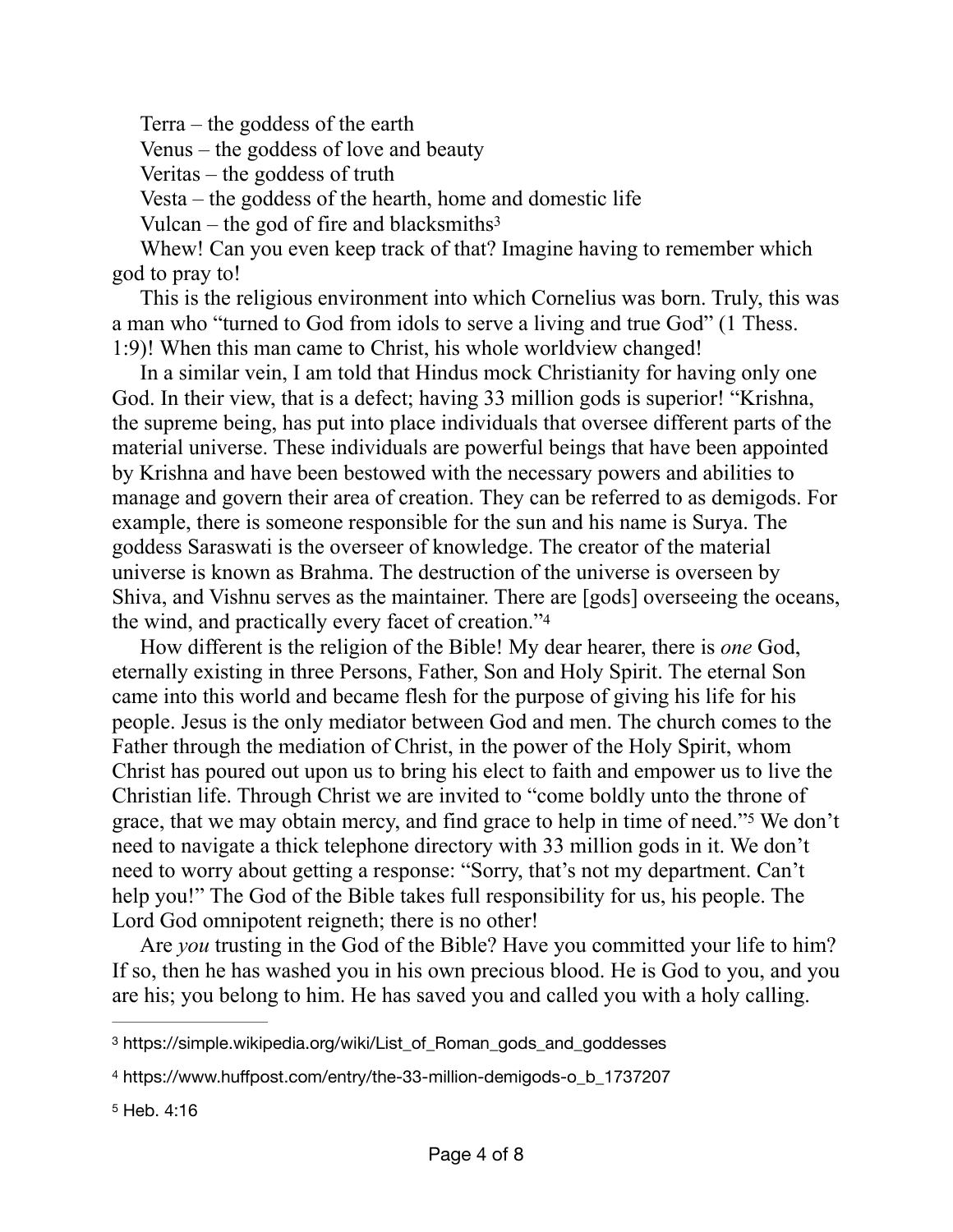Terra – the goddess of the earth

Venus – the goddess of love and beauty

Veritas – the goddess of truth

Vesta – the goddess of the hearth, home and domestic life

Vulcan – the god of fire and blacksmiths[3]

Whew! Can you even keep track of that? Imagine having to remember which god to pray to!

This is the religious environment into which Cornelius was born. Truly, this was a man who "turned to God from idols to serve a living and true God" (1 Thess. 1:9)! When this man came to Christ, his whole worldview changed!

In a similar vein, I am told that Hindus mock Christianity for having only one God. In their view, that is a defect; having 33 million gods is superior! "Krishna, the supreme being, has put into place individuals that oversee different parts of the material universe. These individuals are powerful beings that have been appointed by Krishna and have been bestowed with the necessary powers and abilities to manage and govern their area of creation. They can be referred to as demigods. For example, there is someone responsible for the sun and his name is Surya. The goddess Saraswati is the overseer of knowledge. The creator of the material universe is known as Brahma. The destruction of the universe is overseen by Shiva, and Vishnu serves as the maintainer. There are [gods] overseeing the oceans, the wind, and practically every facet of creation."[4]

How different is the religion of the Bible! My dear hearer, there is *one* God, eternally existing in three Persons, Father, Son and Holy Spirit. The eternal Son came into this world and became flesh for the purpose of giving his life for his people. Jesus is the only mediator between God and men. The church comes to the Father through the mediation of Christ, in the power of the Holy Spirit, whom Christ has poured out upon us to bring his elect to faith and empower us to live the Christian life. Through Christ we are invited to "come boldly unto the throne of grace, that we may obtain mercy, and find grace to help in time of need."[5] We don't need to navigate a thick telephone directory with 33 million gods in it. We don't need to worry about getting a response: "Sorry, that's not my department. Can't help you!" The God of the Bible takes full responsibility for us, his people. The Lord God omnipotent reigneth; there is no other!

Are *you* trusting in the God of the Bible? Have you committed your life to him? If so, then he has washed you in his own precious blood. He is God to you, and you are his; you belong to him. He has saved you and called you with a holy calling.

---

[3] https://simple.wikipedia.org/wiki/List_of_Roman_gods_and_goddesses

[4] https://www.huffpost.com/entry/the-33-million-demigods-o_b_1737207

[5] Heb. 4:16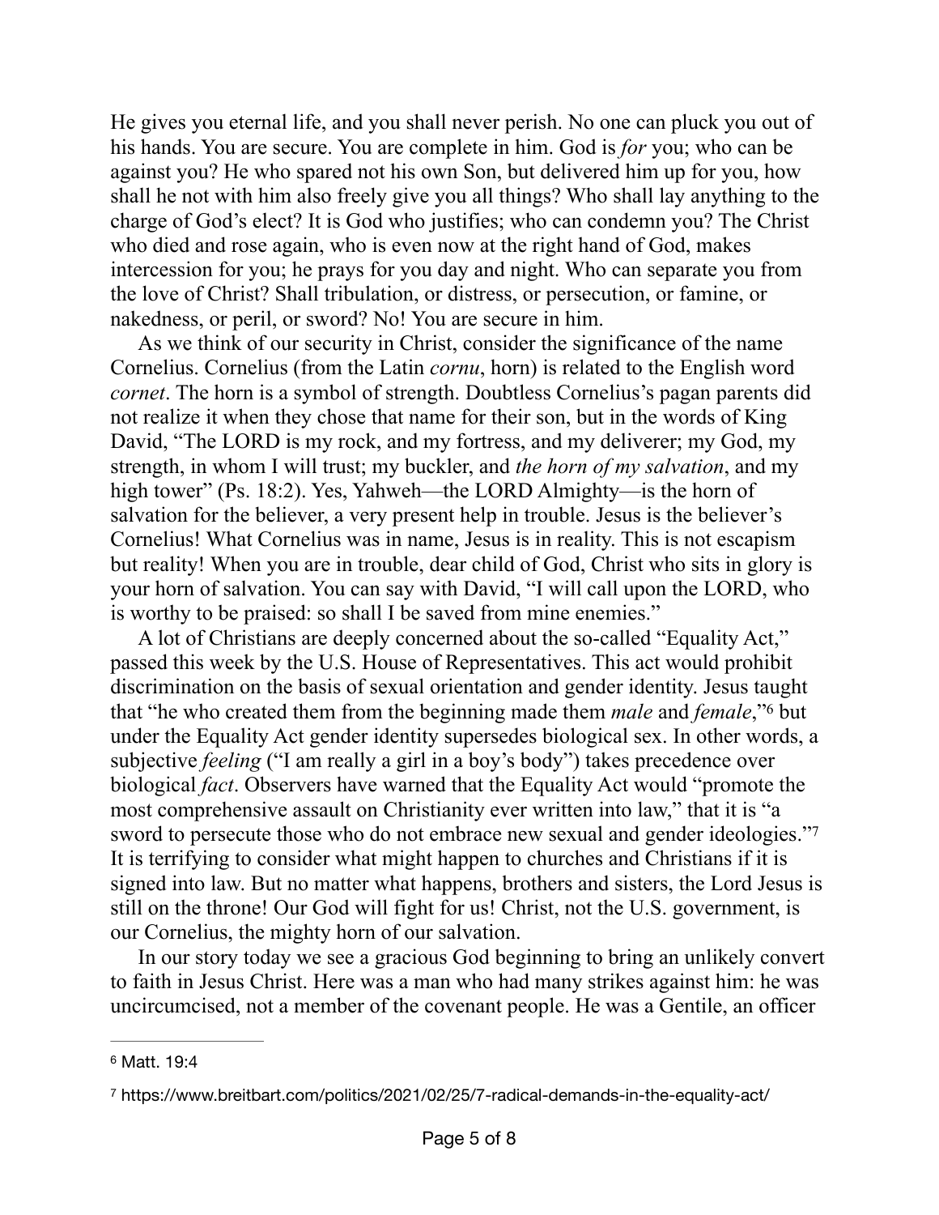He gives you eternal life, and you shall never perish. No one can pluck you out of his hands. You are secure. You are complete in him. God is *for* you; who can be against you? He who spared not his own Son, but delivered him up for you, how shall he not with him also freely give you all things? Who shall lay anything to the charge of God's elect? It is God who justifies; who can condemn you? The Christ who died and rose again, who is even now at the right hand of God, makes intercession for you; he prays for you day and night. Who can separate you from the love of Christ? Shall tribulation, or distress, or persecution, or famine, or nakedness, or peril, or sword? No! You are secure in him.

As we think of our security in Christ, consider the significance of the name Cornelius. Cornelius (from the Latin *cornu*, horn) is related to the English word *cornet*. The horn is a symbol of strength. Doubtless Cornelius's pagan parents did not realize it when they chose that name for their son, but in the words of King David, "The LORD is my rock, and my fortress, and my deliverer; my God, my strength, in whom I will trust; my buckler, and *the horn of my salvation*, and my high tower" (Ps. 18:2). Yes, Yahweh—the LORD Almighty—is the horn of salvation for the believer, a very present help in trouble. Jesus is the believer's Cornelius! What Cornelius was in name, Jesus is in reality. This is not escapism but reality! When you are in trouble, dear child of God, Christ who sits in glory is your horn of salvation. You can say with David, "I will call upon the LORD, who is worthy to be praised: so shall I be saved from mine enemies."

A lot of Christians are deeply concerned about the so-called "Equality Act," passed this week by the U.S. House of Representatives. This act would prohibit discrimination on the basis of sexual orientation and gender identity. Jesus taught that "he who created them from the beginning made them *male* and *female*,"[6] but under the Equality Act gender identity supersedes biological sex. In other words, a subjective *feeling* ("I am really a girl in a boy's body") takes precedence over biological *fact*. Observers have warned that the Equality Act would "promote the most comprehensive assault on Christianity ever written into law," that it is "a sword to persecute those who do not embrace new sexual and gender ideologies."[7] It is terrifying to consider what might happen to churches and Christians if it is signed into law. But no matter what happens, brothers and sisters, the Lord Jesus is still on the throne! Our God will fight for us! Christ, not the U.S. government, is our Cornelius, the mighty horn of our salvation.

In our story today we see a gracious God beginning to bring an unlikely convert to faith in Jesus Christ. Here was a man who had many strikes against him: he was uncircumcised, not a member of the covenant people. He was a Gentile, an officer

---

[6] Matt. 19:4

[7] https://www.breitbart.com/politics/2021/02/25/7-radical-demands-in-the-equality-act/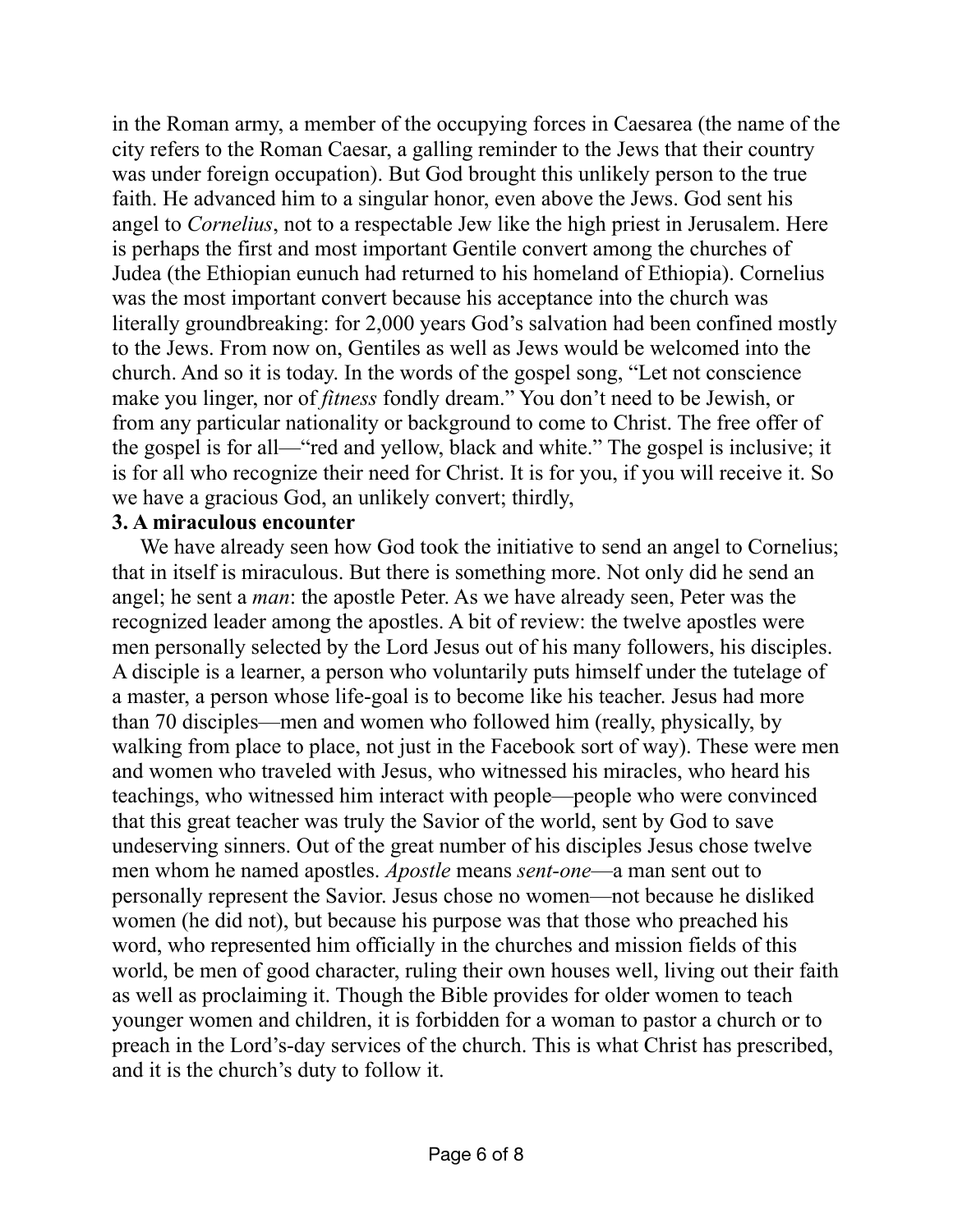in the Roman army, a member of the occupying forces in Caesarea (the name of the city refers to the Roman Caesar, a galling reminder to the Jews that their country was under foreign occupation). But God brought this unlikely person to the true faith. He advanced him to a singular honor, even above the Jews. God sent his angel to *Cornelius*, not to a respectable Jew like the high priest in Jerusalem. Here is perhaps the first and most important Gentile convert among the churches of Judea (the Ethiopian eunuch had returned to his homeland of Ethiopia). Cornelius was the most important convert because his acceptance into the church was literally groundbreaking: for 2,000 years God's salvation had been confined mostly to the Jews. From now on, Gentiles as well as Jews would be welcomed into the church. And so it is today. In the words of the gospel song, "Let not conscience make you linger, nor of *fitness* fondly dream." You don't need to be Jewish, or from any particular nationality or background to come to Christ. The free offer of the gospel is for all—"red and yellow, black and white." The gospel is inclusive; it is for all who recognize their need for Christ. It is for you, if you will receive it. So we have a gracious God, an unlikely convert; thirdly,

**3. A miraculous encounter**

We have already seen how God took the initiative to send an angel to Cornelius; that in itself is miraculous. But there is something more. Not only did he send an angel; he sent a *man*: the apostle Peter. As we have already seen, Peter was the recognized leader among the apostles. A bit of review: the twelve apostles were men personally selected by the Lord Jesus out of his many followers, his disciples. A disciple is a learner, a person who voluntarily puts himself under the tutelage of a master, a person whose life-goal is to become like his teacher. Jesus had more than 70 disciples—men and women who followed him (really, physically, by walking from place to place, not just in the Facebook sort of way). These were men and women who traveled with Jesus, who witnessed his miracles, who heard his teachings, who witnessed him interact with people—people who were convinced that this great teacher was truly the Savior of the world, sent by God to save undeserving sinners. Out of the great number of his disciples Jesus chose twelve men whom he named apostles. *Apostle* means *sent-one*—a man sent out to personally represent the Savior. Jesus chose no women—not because he disliked women (he did not), but because his purpose was that those who preached his word, who represented him officially in the churches and mission fields of this world, be men of good character, ruling their own houses well, living out their faith as well as proclaiming it. Though the Bible provides for older women to teach younger women and children, it is forbidden for a woman to pastor a church or to preach in the Lord's-day services of the church. This is what Christ has prescribed, and it is the church's duty to follow it.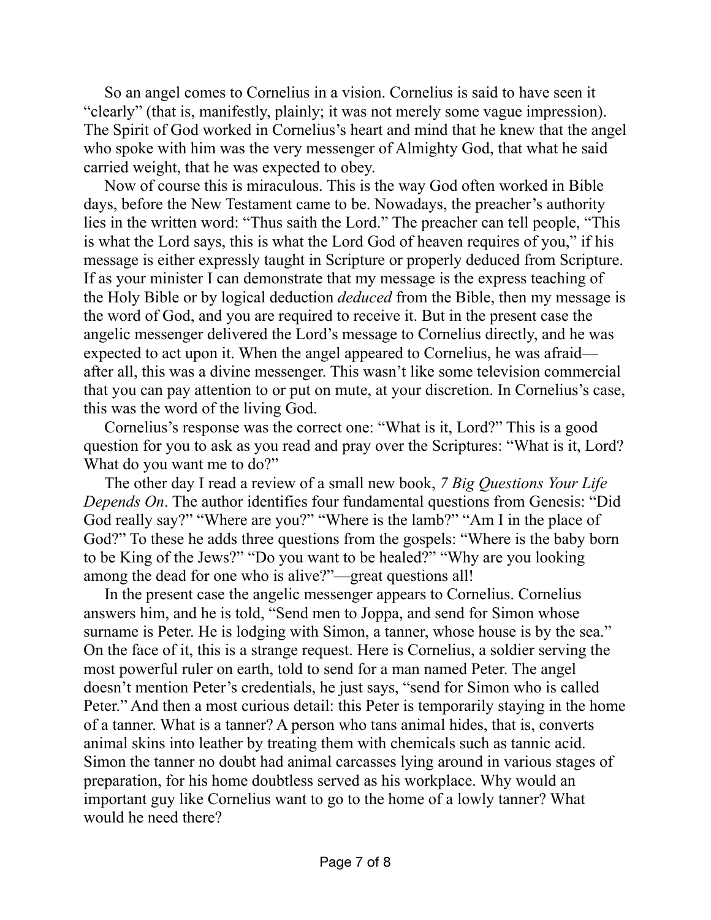So an angel comes to Cornelius in a vision. Cornelius is said to have seen it "clearly" (that is, manifestly, plainly; it was not merely some vague impression). The Spirit of God worked in Cornelius's heart and mind that he knew that the angel who spoke with him was the very messenger of Almighty God, that what he said carried weight, that he was expected to obey.

Now of course this is miraculous. This is the way God often worked in Bible days, before the New Testament came to be. Nowadays, the preacher's authority lies in the written word: "Thus saith the Lord." The preacher can tell people, "This is what the Lord says, this is what the Lord God of heaven requires of you," if his message is either expressly taught in Scripture or properly deduced from Scripture. If as your minister I can demonstrate that my message is the express teaching of the Holy Bible or by logical deduction *deduced* from the Bible, then my message is the word of God, and you are required to receive it. But in the present case the angelic messenger delivered the Lord's message to Cornelius directly, and he was expected to act upon it. When the angel appeared to Cornelius, he was afraid—after all, this was a divine messenger. This wasn't like some television commercial that you can pay attention to or put on mute, at your discretion. In Cornelius's case, this was the word of the living God.

Cornelius's response was the correct one: "What is it, Lord?" This is a good question for you to ask as you read and pray over the Scriptures: "What is it, Lord? What do you want me to do?"

The other day I read a review of a small new book, *7 Big Questions Your Life Depends On*. The author identifies four fundamental questions from Genesis: "Did God really say?" "Where are you?" "Where is the lamb?" "Am I in the place of God?" To these he adds three questions from the gospels: "Where is the baby born to be King of the Jews?" "Do you want to be healed?" "Why are you looking among the dead for one who is alive?"—great questions all!

In the present case the angelic messenger appears to Cornelius. Cornelius answers him, and he is told, "Send men to Joppa, and send for Simon whose surname is Peter. He is lodging with Simon, a tanner, whose house is by the sea." On the face of it, this is a strange request. Here is Cornelius, a soldier serving the most powerful ruler on earth, told to send for a man named Peter. The angel doesn't mention Peter's credentials, he just says, "send for Simon who is called Peter." And then a most curious detail: this Peter is temporarily staying in the home of a tanner. What is a tanner? A person who tans animal hides, that is, converts animal skins into leather by treating them with chemicals such as tannic acid. Simon the tanner no doubt had animal carcasses lying around in various stages of preparation, for his home doubtless served as his workplace. Why would an important guy like Cornelius want to go to the home of a lowly tanner? What would he need there?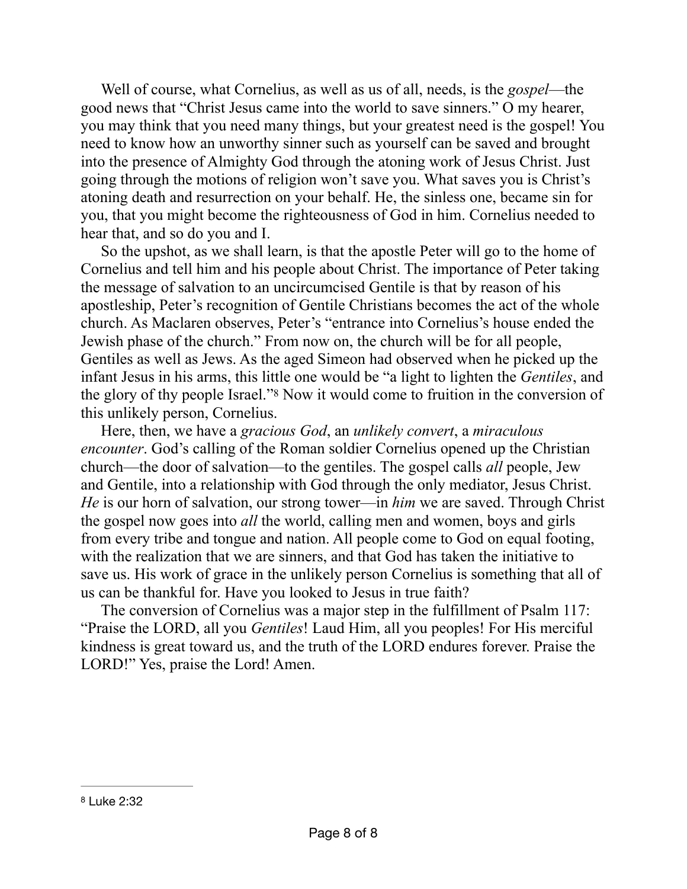Well of course, what Cornelius, as well as us of all, needs, is the *gospel*—the good news that "Christ Jesus came into the world to save sinners." O my hearer, you may think that you need many things, but your greatest need is the gospel! You need to know how an unworthy sinner such as yourself can be saved and brought into the presence of Almighty God through the atoning work of Jesus Christ. Just going through the motions of religion won't save you. What saves you is Christ's atoning death and resurrection on your behalf. He, the sinless one, became sin for you, that you might become the righteousness of God in him. Cornelius needed to hear that, and so do you and I.

So the upshot, as we shall learn, is that the apostle Peter will go to the home of Cornelius and tell him and his people about Christ. The importance of Peter taking the message of salvation to an uncircumcised Gentile is that by reason of his apostleship, Peter's recognition of Gentile Christians becomes the act of the whole church. As Maclaren observes, Peter's "entrance into Cornelius's house ended the Jewish phase of the church." From now on, the church will be for all people, Gentiles as well as Jews. As the aged Simeon had observed when he picked up the infant Jesus in his arms, this little one would be "a light to lighten the *Gentiles*, and the glory of thy people Israel."[8] Now it would come to fruition in the conversion of this unlikely person, Cornelius.

Here, then, we have a *gracious God*, an *unlikely convert*, a *miraculous encounter*. God's calling of the Roman soldier Cornelius opened up the Christian church—the door of salvation—to the gentiles. The gospel calls *all* people, Jew and Gentile, into a relationship with God through the only mediator, Jesus Christ. *He* is our horn of salvation, our strong tower—in *him* we are saved. Through Christ the gospel now goes into *all* the world, calling men and women, boys and girls from every tribe and tongue and nation. All people come to God on equal footing, with the realization that we are sinners, and that God has taken the initiative to save us. His work of grace in the unlikely person Cornelius is something that all of us can be thankful for. Have you looked to Jesus in true faith?

The conversion of Cornelius was a major step in the fulfillment of Psalm 117: "Praise the LORD, all you *Gentiles*! Laud Him, all you peoples! For His merciful kindness is great toward us, and the truth of the LORD endures forever. Praise the LORD!" Yes, praise the Lord! Amen.

---

[8] Luke 2:32